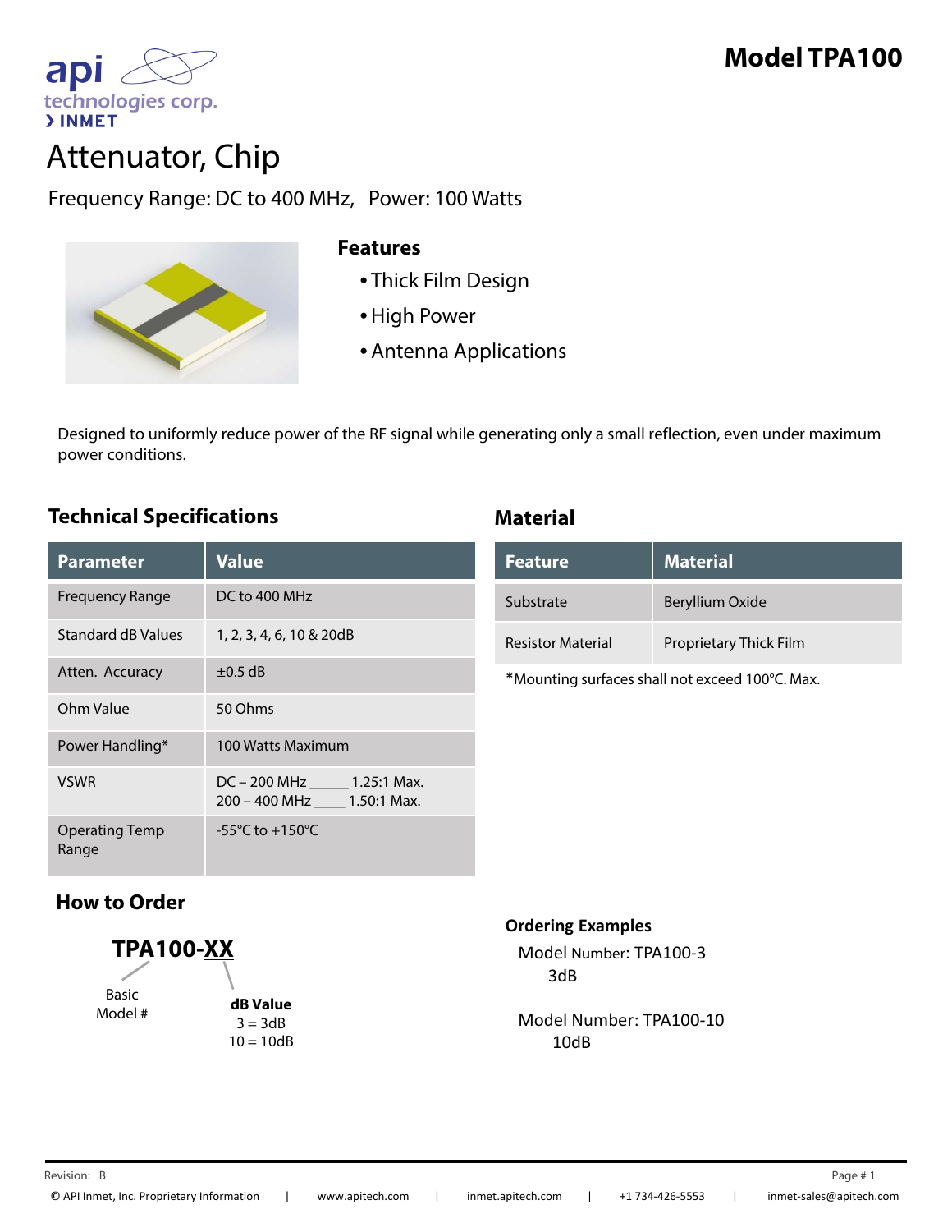api technologies corp.
> INMET

# Model TPA100

# Attenuator, Chip

Frequency Range: DC to 400 MHz, Power: 100 Watts

## Features

- Thick Film Design
- High Power
- Antenna Applications

Designed to uniformly reduce power of the RF signal while generating only a small reflection, even under maximum power conditions.

## Technical Specifications

| Parameter | Value |
|---|---|
| Frequency Range | DC to 400 MHz |
| Standard dB Values | 1, 2, 3, 4, 6, 10 & 20dB |
| Atten. Accuracy | ±0.5 dB |
| Ohm Value | 50 Ohms |
| Power Handling* | 100 Watts Maximum |
| VSWR | DC – 200 MHz _____ 1.25:1 Max.<br>200 – 400 MHz ____ 1.50:1 Max. |
| Operating Temp Range | -55°C to +150°C |

## Material

| Feature | Material |
|---|---|
| Substrate | Beryllium Oxide |
| Resistor Material | Proprietary Thick Film |

*Mounting surfaces shall not exceed 100°C. Max.

## How to Order

**TPA100-XX**

Basic Model #

**dB Value**
3 = 3dB
10 = 10dB

**Ordering Examples**

Model Number: TPA100-3
3dB

Model Number: TPA100-10
10dB

Revision: B

© API Inmet, Inc. Proprietary Information | www.apitech.com | inmet.apitech.com | +1 734-426-5553 | inmet-sales@apitech.com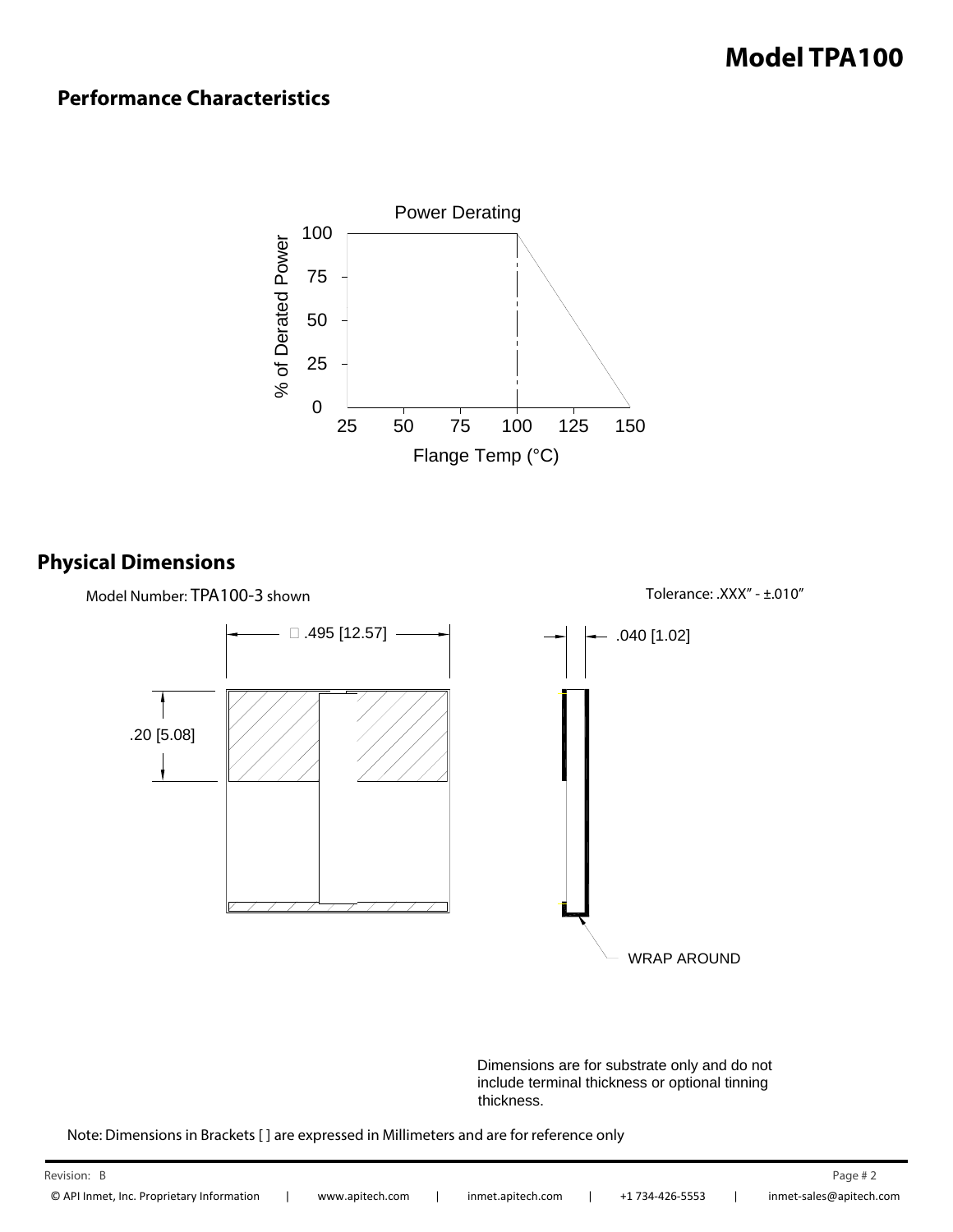# Model TPA100

## Performance Characteristics

Power Derating

% of Derated Power

100

75

50

25

0

25 50 75 100 125 150

Flange Temp (°C)

## Physical Dimensions

Model Number: TPA100-3 shown

Tolerance: .XXX" - ±.010"

.495 [12.57]

.040 [1.02]

.20 [5.08]

WRAP AROUND

Dimensions are for substrate only and do not include terminal thickness or optional tinning thickness.

Note: Dimensions in Brackets [ ] are expressed in Millimeters and are for reference only